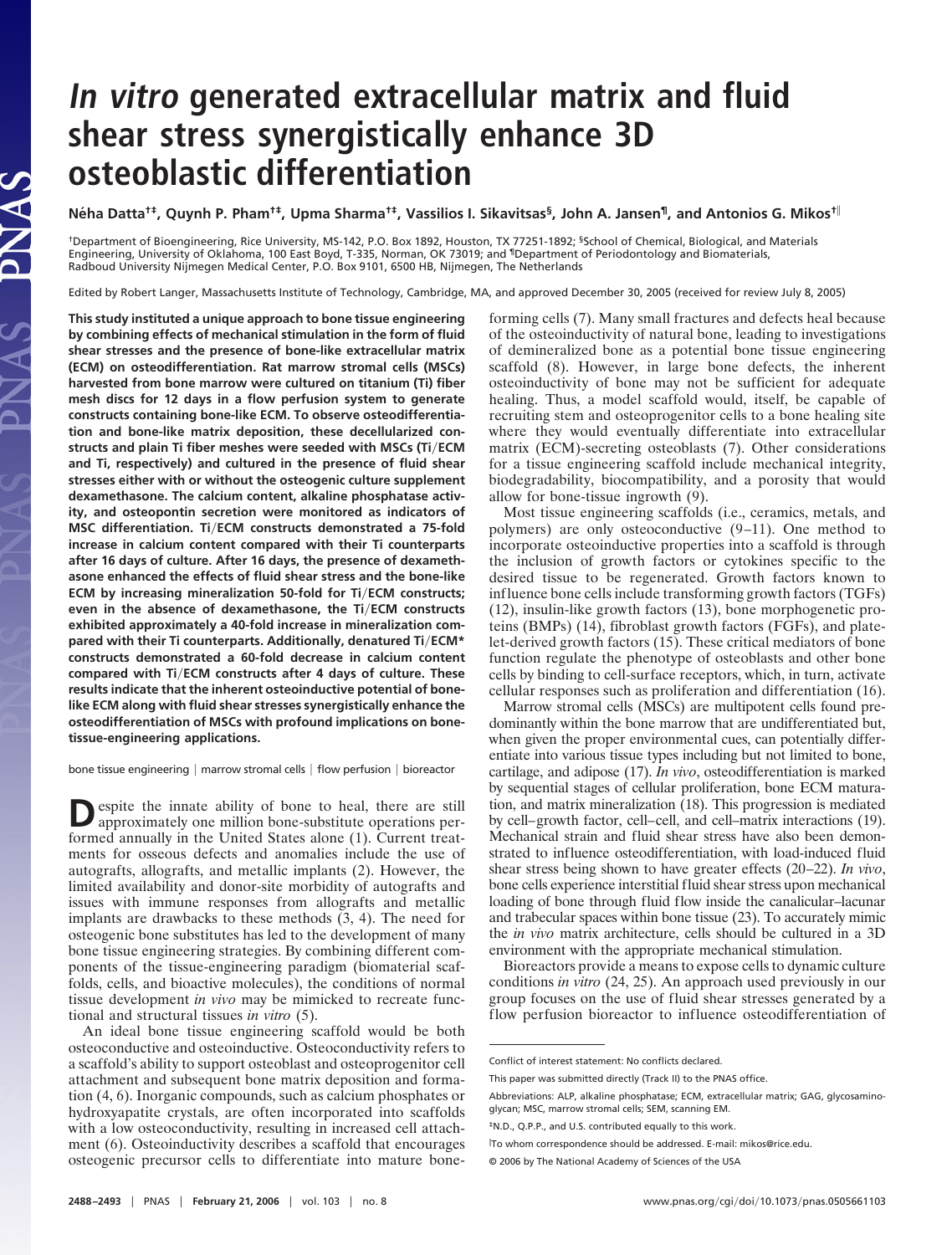# *In vitro* generated extracellular matrix and fluid shear stress synergistically enhance 3D osteoblastic differentiation

**Néha Datta[†‡], Quynh P. Pham[†‡], Upma Sharma[†‡], Vassilios I. Sikavitsas[§], John A. Jansen[¶], and Antonios G. Mikos[†‖]**

[†]Department of Bioengineering, Rice University, MS-142, P.O. Box 1892, Houston, TX 77251-1892; [§]School of Chemical, Biological, and Materials Engineering, University of Oklahoma, 100 East Boyd, T-335, Norman, OK 73019; and [¶]Department of Periodontology and Biomaterials, Radboud University Nijmegen Medical Center, P.O. Box 9101, 6500 HB, Nijmegen, The Netherlands

Edited by Robert Langer, Massachusetts Institute of Technology, Cambridge, MA, and approved December 30, 2005 (received for review July 8, 2005)

**This study instituted a unique approach to bone tissue engineering by combining effects of mechanical stimulation in the form of fluid shear stresses and the presence of bone-like extracellular matrix (ECM) on osteodifferentiation. Rat marrow stromal cells (MSCs) harvested from bone marrow were cultured on titanium (Ti) fiber mesh discs for 12 days in a flow perfusion system to generate constructs containing bone-like ECM. To observe osteodifferentiation and bone-like matrix deposition, these decellularized constructs and plain Ti fiber meshes were seeded with MSCs (Ti/ECM and Ti, respectively) and cultured in the presence of fluid shear stresses either with or without the osteogenic culture supplement dexamethasone. The calcium content, alkaline phosphatase activity, and osteopontin secretion were monitored as indicators of MSC differentiation. Ti/ECM constructs demonstrated a 75-fold increase in calcium content compared with their Ti counterparts after 16 days of culture. After 16 days, the presence of dexamethasone enhanced the effects of fluid shear stress and the bone-like ECM by increasing mineralization 50-fold for Ti/ECM constructs; even in the absence of dexamethasone, the Ti/ECM constructs exhibited approximately a 40-fold increase in mineralization compared with their Ti counterparts. Additionally, denatured Ti/ECM\* constructs demonstrated a 60-fold decrease in calcium content compared with Ti/ECM constructs after 4 days of culture. These results indicate that the inherent osteoinductive potential of bone-like ECM along with fluid shear stresses synergistically enhance the osteodifferentiation of MSCs with profound implications on bone-tissue-engineering applications.**

bone tissue engineering | marrow stromal cells | flow perfusion | bioreactor

Despite the innate ability of bone to heal, there are still approximately one million bone-substitute operations performed annually in the United States alone (1). Current treatments for osseous defects and anomalies include the use of autografts, allografts, and metallic implants (2). However, the limited availability and donor-site morbidity of autografts and issues with immune responses from allografts and metallic implants are drawbacks to these methods (3, 4). The need for osteogenic bone substitutes has led to the development of many bone tissue engineering strategies. By combining different components of the tissue-engineering paradigm (biomaterial scaffolds, cells, and bioactive molecules), the conditions of normal tissue development *in vivo* may be mimicked to recreate functional and structural tissues *in vitro* (5).

An ideal bone tissue engineering scaffold would be both osteoconductive and osteoinductive. Osteoconductivity refers to a scaffold's ability to support osteoblast and osteoprogenitor cell attachment and subsequent bone matrix deposition and formation (4, 6). Inorganic compounds, such as calcium phosphates or hydroxyapatite crystals, are often incorporated into scaffolds with a low osteoconductivity, resulting in increased cell attachment (6). Osteoinductivity describes a scaffold that encourages osteogenic precursor cells to differentiate into mature bone-forming cells (7). Many small fractures and defects heal because of the osteoinductivity of natural bone, leading to investigations of demineralized bone as a potential bone tissue engineering scaffold (8). However, in large bone defects, the inherent osteoinductivity of bone may not be sufficient for adequate healing. Thus, a model scaffold would, itself, be capable of recruiting stem and osteoprogenitor cells to a bone healing site where they would eventually differentiate into extracellular matrix (ECM)-secreting osteoblasts (7). Other considerations for a tissue engineering scaffold include mechanical integrity, biodegradability, biocompatibility, and a porosity that would allow for bone-tissue ingrowth (9).

Most tissue engineering scaffolds (i.e., ceramics, metals, and polymers) are only osteoconductive (9–11). One method to incorporate osteoinductive properties into a scaffold is through the inclusion of growth factors or cytokines specific to the desired tissue to be regenerated. Growth factors known to influence bone cells include transforming growth factors (TGFs) (12), insulin-like growth factors (13), bone morphogenetic proteins (BMPs) (14), fibroblast growth factors (FGFs), and platelet-derived growth factors (15). These critical mediators of bone function regulate the phenotype of osteoblasts and other bone cells by binding to cell-surface receptors, which, in turn, activate cellular responses such as proliferation and differentiation (16).

Marrow stromal cells (MSCs) are multipotent cells found predominantly within the bone marrow that are undifferentiated but, when given the proper environmental cues, can potentially differentiate into various tissue types including but not limited to bone, cartilage, and adipose (17). *In vivo*, osteodifferentiation is marked by sequential stages of cellular proliferation, bone ECM maturation, and matrix mineralization (18). This progression is mediated by cell–growth factor, cell–cell, and cell–matrix interactions (19). Mechanical strain and fluid shear stress have also been demonstrated to influence osteodifferentiation, with load-induced fluid shear stress being shown to have greater effects (20–22). *In vivo*, bone cells experience interstitial fluid shear stress upon mechanical loading of bone through fluid flow inside the canalicular–lacunar and trabecular spaces within bone tissue (23). To accurately mimic the *in vivo* matrix architecture, cells should be cultured in a 3D environment with the appropriate mechanical stimulation.

Bioreactors provide a means to expose cells to dynamic culture conditions *in vitro* (24, 25). An approach used previously in our group focuses on the use of fluid shear stresses generated by a flow perfusion bioreactor to influence osteodifferentiation of

---

Conflict of interest statement: No conflicts declared.

This paper was submitted directly (Track II) to the PNAS office.

Abbreviations: ALP, alkaline phosphatase; ECM, extracellular matrix; GAG, glycosaminoglycan; MSC, marrow stromal cells; SEM, scanning EM.

[‡]N.D., Q.P.P., and U.S. contributed equally to this work.

[‖]To whom correspondence should be addressed. E-mail: mikos@rice.edu.

© 2006 by The National Academy of Sciences of the USA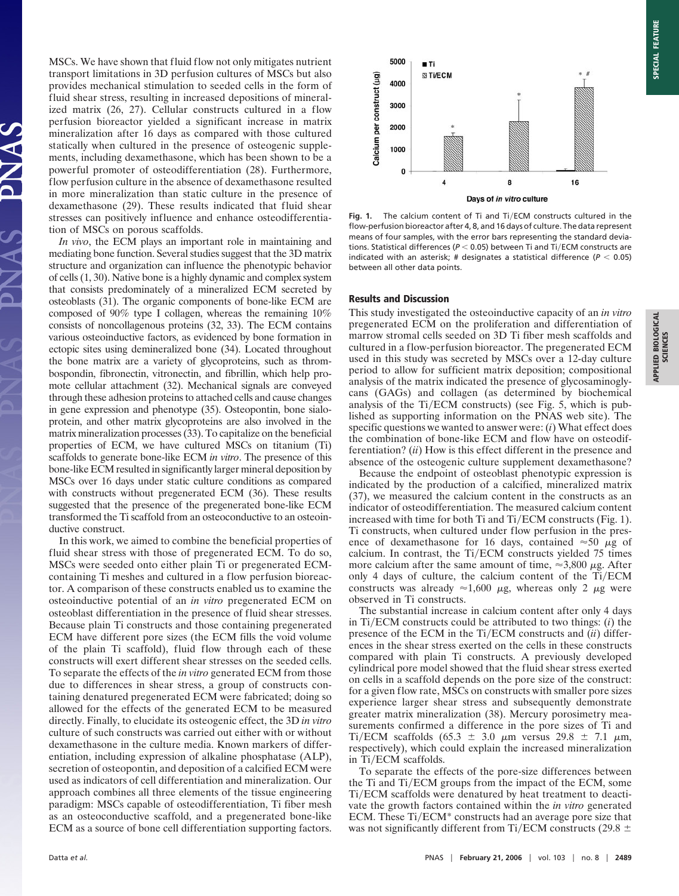MSCs. We have shown that fluid flow not only mitigates nutrient transport limitations in 3D perfusion cultures of MSCs but also provides mechanical stimulation to seeded cells in the form of fluid shear stress, resulting in increased depositions of mineralized matrix (26, 27). Cellular constructs cultured in a flow perfusion bioreactor yielded a significant increase in matrix mineralization after 16 days as compared with those cultured statically when cultured in the presence of osteogenic supplements, including dexamethasone, which has been shown to be a powerful promoter of osteodifferentiation (28). Furthermore, flow perfusion culture in the absence of dexamethasone resulted in more mineralization than static culture in the presence of dexamethasone (29). These results indicated that fluid shear stresses can positively influence and enhance osteodifferentiation of MSCs on porous scaffolds.

*In vivo*, the ECM plays an important role in maintaining and mediating bone function. Several studies suggest that the 3D matrix structure and organization can influence the phenotypic behavior of cells (1, 30). Native bone is a highly dynamic and complex system that consists predominately of a mineralized ECM secreted by osteoblasts (31). The organic components of bone-like ECM are composed of 90% type I collagen, whereas the remaining 10% consists of noncollagenous proteins (32, 33). The ECM contains various osteoinductive factors, as evidenced by bone formation in ectopic sites using demineralized bone (34). Located throughout the bone matrix are a variety of glycoproteins, such as thrombospondin, fibronectin, vitronectin, and fibrillin, which help promote cellular attachment (32). Mechanical signals are conveyed through these adhesion proteins to attached cells and cause changes in gene expression and phenotype (35). Osteopontin, bone sialoprotein, and other matrix glycoproteins are also involved in the matrix mineralization processes (33). To capitalize on the beneficial properties of ECM, we have cultured MSCs on titanium (Ti) scaffolds to generate bone-like ECM *in vitro*. The presence of this bone-like ECM resulted in significantly larger mineral deposition by MSCs over 16 days under static culture conditions as compared with constructs without pregenerated ECM (36). These results suggested that the presence of the pregenerated bone-like ECM transformed the Ti scaffold from an osteoconductive to an osteoinductive construct.

In this work, we aimed to combine the beneficial properties of fluid shear stress with those of pregenerated ECM. To do so, MSCs were seeded onto either plain Ti or pregenerated ECM-containing Ti meshes and cultured in a flow perfusion bioreactor. A comparison of these constructs enabled us to examine the osteoinductive potential of an *in vitro* pregenerated ECM on osteoblast differentiation in the presence of fluid shear stresses. Because plain Ti constructs and those containing pregenerated ECM have different pore sizes (the ECM fills the void volume of the plain Ti scaffold), fluid flow through each of these constructs will exert different shear stresses on the seeded cells. To separate the effects of the *in vitro* generated ECM from those due to differences in shear stress, a group of constructs containing denatured pregenerated ECM were fabricated; doing so allowed for the effects of the generated ECM to be measured directly. Finally, to elucidate its osteogenic effect, the 3D *in vitro* culture of such constructs was carried out either with or without dexamethasone in the culture media. Known markers of differentiation, including expression of alkaline phosphatase (ALP), secretion of osteopontin, and deposition of a calcified ECM were used as indicators of cell differentiation and mineralization. Our approach combines all three elements of the tissue engineering paradigm: MSCs capable of osteodifferentiation, Ti fiber mesh as an osteoconductive scaffold, and a pregenerated bone-like ECM as a source of bone cell differentiation supporting factors.

**Fig. 1.** The calcium content of Ti and Ti/ECM constructs cultured in the flow-perfusion bioreactor after 4, 8, and 16 days of culture. The data represent means of four samples, with the error bars representing the standard deviations. Statistical differences ($P < 0.05$) between Ti and Ti/ECM constructs are indicated with an asterisk; # designates a statistical difference ($P < 0.05$) between all other data points.

## Results and Discussion

This study investigated the osteoinductive capacity of an *in vitro* pregenerated ECM on the proliferation and differentiation of marrow stromal cells seeded on 3D Ti fiber mesh scaffolds and cultured in a flow-perfusion bioreactor. The pregenerated ECM used in this study was secreted by MSCs over a 12-day culture period to allow for sufficient matrix deposition; compositional analysis of the matrix indicated the presence of glycosaminoglycans (GAGs) and collagen (as determined by biochemical analysis of the Ti/ECM constructs) (see Fig. 5, which is published as supporting information on the PNAS web site). The specific questions we wanted to answer were: (*i*) What effect does the combination of bone-like ECM and flow have on osteodifferentiation? (*ii*) How is this effect different in the presence and absence of the osteogenic culture supplement dexamethasone?

Because the endpoint of osteoblast phenotypic expression is indicated by the production of a calcified, mineralized matrix (37), we measured the calcium content in the constructs as an indicator of osteodifferentiation. The measured calcium content increased with time for both Ti and Ti/ECM constructs (Fig. 1). Ti constructs, when cultured under flow perfusion in the presence of dexamethasone for 16 days, contained $\approx$50 $\mu$g of calcium. In contrast, the Ti/ECM constructs yielded 75 times more calcium after the same amount of time, $\approx$3,800 $\mu$g. After only 4 days of culture, the calcium content of the Ti/ECM constructs was already $\approx$1,600 $\mu$g, whereas only 2 $\mu$g were observed in Ti constructs.

The substantial increase in calcium content after only 4 days in Ti/ECM constructs could be attributed to two things: (*i*) the presence of the ECM in the Ti/ECM constructs and (*ii*) differences in the shear stress exerted on the cells in these constructs compared with plain Ti constructs. A previously developed cylindrical pore model showed that the fluid shear stress exerted on cells in a scaffold depends on the pore size of the construct: for a given flow rate, MSCs on constructs with smaller pore sizes experience larger shear stress and subsequently demonstrate greater matrix mineralization (38). Mercury porosimetry measurements confirmed a difference in the pore sizes of Ti and Ti/ECM scaffolds (65.3 $\pm$ 3.0 $\mu$m versus 29.8 $\pm$ 7.1 $\mu$m, respectively), which could explain the increased mineralization in Ti/ECM scaffolds.

To separate the effects of the pore-size differences between the Ti and Ti/ECM groups from the impact of the ECM, some Ti/ECM scaffolds were denatured by heat treatment to deactivate the growth factors contained within the *in vitro* generated ECM. These Ti/ECM* constructs had an average pore size that was not significantly different from Ti/ECM constructs (29.8 $\pm$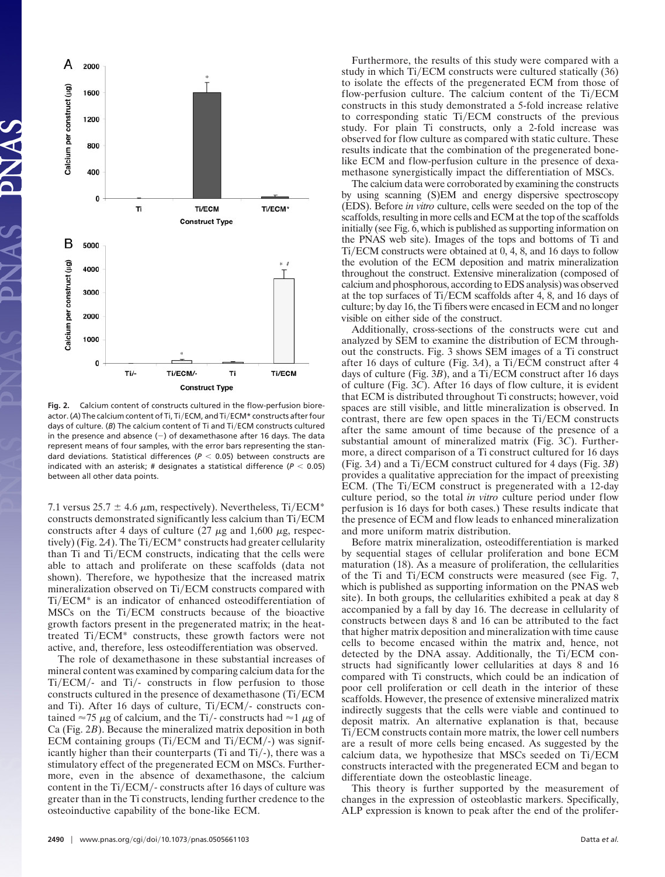Fig. 2. Calcium content of constructs cultured in the flow-perfusion bioreactor. (*A*) The calcium content of Ti, Ti/ECM, and Ti/ECM* constructs after four days of culture. (*B*) The calcium content of Ti and Ti/ECM constructs cultured in the presence and absence (−) of dexamethasone after 16 days. The data represent means of four samples, with the error bars representing the standard deviations. Statistical differences ($P < 0.05$) between constructs are indicated with an asterisk; # designates a statistical difference ($P < 0.05$) between all other data points.

7.1 versus 25.7 ± 4.6 μm, respectively). Nevertheless, Ti/ECM* constructs demonstrated significantly less calcium than Ti/ECM constructs after 4 days of culture (27 μg and 1,600 μg, respectively) (Fig. 2*A*). The Ti/ECM* constructs had greater cellularity than Ti and Ti/ECM constructs, indicating that the cells were able to attach and proliferate on these scaffolds (data not shown). Therefore, we hypothesize that the increased matrix mineralization observed on Ti/ECM constructs compared with Ti/ECM* is an indicator of enhanced osteodifferentiation of MSCs on the Ti/ECM constructs because of the bioactive growth factors present in the pregenerated matrix; in the heat-treated Ti/ECM* constructs, these growth factors were not active, and, therefore, less osteodifferentiation was observed.

The role of dexamethasone in these substantial increases of mineral content was examined by comparing calcium data for the Ti/ECM/- and Ti/- constructs in flow perfusion to those constructs cultured in the presence of dexamethasone (Ti/ECM and Ti). After 16 days of culture, Ti/ECM/- constructs contained ≈75 μg of calcium, and the Ti/- constructs had ≈1 μg of Ca (Fig. 2*B*). Because the mineralized matrix deposition in both ECM containing groups (Ti/ECM and Ti/ECM/-) was significantly higher than their counterparts (Ti and Ti/-), there was a stimulatory effect of the pregenerated ECM on MSCs. Furthermore, even in the absence of dexamethasone, the calcium content in the Ti/ECM/- constructs after 16 days of culture was greater than in the Ti constructs, lending further credence to the osteoinductive capability of the bone-like ECM.

Furthermore, the results of this study were compared with a study in which Ti/ECM constructs were cultured statically (36) to isolate the effects of the pregenerated ECM from those of flow-perfusion culture. The calcium content of the Ti/ECM constructs in this study demonstrated a 5-fold increase relative to corresponding static Ti/ECM constructs of the previous study. For plain Ti constructs, only a 2-fold increase was observed for flow culture as compared with static culture. These results indicate that the combination of the pregenerated bone-like ECM and flow-perfusion culture in the presence of dexamethasone synergistically impact the differentiation of MSCs.

The calcium data were corroborated by examining the constructs by using scanning (S)EM and energy dispersive spectroscopy (EDS). Before *in vitro* culture, cells were seeded on the top of the scaffolds, resulting in more cells and ECM at the top of the scaffolds initially (see Fig. 6, which is published as supporting information on the PNAS web site). Images of the tops and bottoms of Ti and Ti/ECM constructs were obtained at 0, 4, 8, and 16 days to follow the evolution of the ECM deposition and matrix mineralization throughout the construct. Extensive mineralization (composed of calcium and phosphorous, according to EDS analysis) was observed at the top surfaces of Ti/ECM scaffolds after 4, 8, and 16 days of culture; by day 16, the Ti fibers were encased in ECM and no longer visible on either side of the construct.

Additionally, cross-sections of the constructs were cut and analyzed by SEM to examine the distribution of ECM throughout the constructs. Fig. 3 shows SEM images of a Ti construct after 16 days of culture (Fig. 3*A*), a Ti/ECM construct after 4 days of culture (Fig. 3*B*), and a Ti/ECM construct after 16 days of culture (Fig. 3*C*). After 16 days of flow culture, it is evident that ECM is distributed throughout Ti constructs; however, void spaces are still visible, and little mineralization is observed. In contrast, there are few open spaces in the Ti/ECM constructs after the same amount of time because of the presence of a substantial amount of mineralized matrix (Fig. 3*C*). Furthermore, a direct comparison of a Ti construct cultured for 16 days (Fig. 3*A*) and a Ti/ECM construct cultured for 4 days (Fig. 3*B*) provides a qualitative appreciation for the impact of preexisting ECM. (The Ti/ECM construct is pregenerated with a 12-day culture period, so the total *in vitro* culture period under flow perfusion is 16 days for both cases.) These results indicate that the presence of ECM and flow leads to enhanced mineralization and more uniform matrix distribution.

Before matrix mineralization, osteodifferentiation is marked by sequential stages of cellular proliferation and bone ECM maturation (18). As a measure of proliferation, the cellularities of the Ti and Ti/ECM constructs were measured (see Fig. 7, which is published as supporting information on the PNAS web site). In both groups, the cellularities exhibited a peak at day 8 accompanied by a fall by day 16. The decrease in cellularity of constructs between days 8 and 16 can be attributed to the fact that higher matrix deposition and mineralization with time cause cells to become encased within the matrix and, hence, not detected by the DNA assay. Additionally, the Ti/ECM constructs had significantly lower cellularities at days 8 and 16 compared with Ti constructs, which could be an indication of poor cell proliferation or cell death in the interior of these scaffolds. However, the presence of extensive mineralized matrix indirectly suggests that the cells were viable and continued to deposit matrix. An alternative explanation is that, because Ti/ECM constructs contain more matrix, the lower cell numbers are a result of more cells being encased. As suggested by the calcium data, we hypothesize that MSCs seeded on Ti/ECM constructs interacted with the pregenerated ECM and began to differentiate down the osteoblastic lineage.

This theory is further supported by the measurement of changes in the expression of osteoblastic markers. Specifically, ALP expression is known to peak after the end of the prolifer-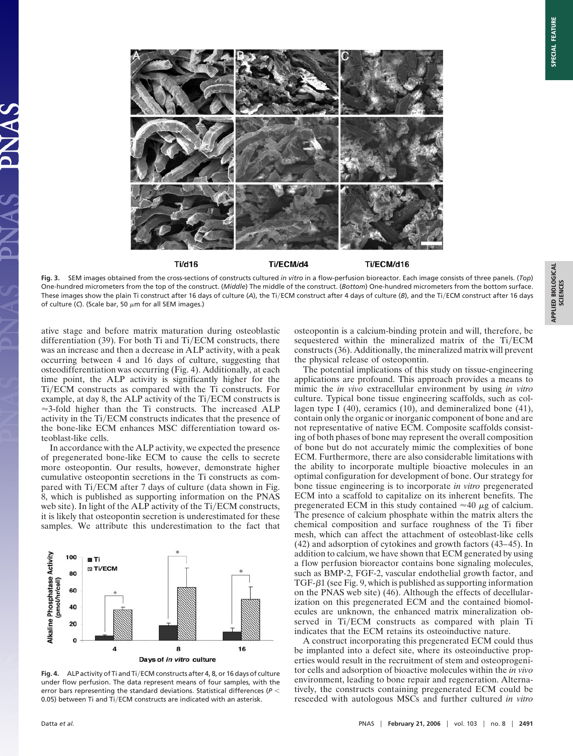Fig. 3. SEM images obtained from the cross-sections of constructs cultured *in vitro* in a flow-perfusion bioreactor. Each image consists of three panels. (*Top*) One-hundred micrometers from the top of the construct. (*Middle*) The middle of the construct. (*Bottom*) One-hundred micrometers from the bottom surface. These images show the plain Ti construct after 16 days of culture (*A*), the Ti/ECM construct after 4 days of culture (*B*), and the Ti/ECM construct after 16 days of culture (*C*). (Scale bar, 50 $\mu$m for all SEM images.)

ative stage and before matrix maturation during osteoblastic differentiation (39). For both Ti and Ti/ECM constructs, there was an increase and then a decrease in ALP activity, with a peak occurring between 4 and 16 days of culture, suggesting that osteodifferentiation was occurring (Fig. 4). Additionally, at each time point, the ALP activity is significantly higher for the Ti/ECM constructs as compared with the Ti constructs. For example, at day 8, the ALP activity of the Ti/ECM constructs is $\approx$3-fold higher than the Ti constructs. The increased ALP activity in the Ti/ECM constructs indicates that the presence of the bone-like ECM enhances MSC differentiation toward osteoblast-like cells.

In accordance with the ALP activity, we expected the presence of pregenerated bone-like ECM to cause the cells to secrete more osteopontin. Our results, however, demonstrate higher cumulative osteopontin secretions in the Ti constructs as compared with Ti/ECM after 7 days of culture (data shown in Fig. 8, which is published as supporting information on the PNAS web site). In light of the ALP activity of the Ti/ECM constructs, it is likely that osteopontin secretion is underestimated for these samples. We attribute this underestimation to the fact that

Fig. 4. ALP activity of Ti and Ti/ECM constructs after 4, 8, or 16 days of culture under flow perfusion. The data represent means of four samples, with the error bars representing the standard deviations. Statistical differences ($P < 0.05$) between Ti and Ti/ECM constructs are indicated with an asterisk.

osteopontin is a calcium-binding protein and will, therefore, be sequestered within the mineralized matrix of the Ti/ECM constructs (36). Additionally, the mineralized matrix will prevent the physical release of osteopontin.

The potential implications of this study on tissue-engineering applications are profound. This approach provides a means to mimic the *in vivo* extracellular environment by using *in vitro* culture. Typical bone tissue engineering scaffolds, such as collagen type I (40), ceramics (10), and demineralized bone (41), contain only the organic or inorganic component of bone and are not representative of native ECM. Composite scaffolds consisting of both phases of bone may represent the overall composition of bone but do not accurately mimic the complexities of bone ECM. Furthermore, there are also considerable limitations with the ability to incorporate multiple bioactive molecules in an optimal configuration for development of bone. Our strategy for bone tissue engineering is to incorporate *in vitro* pregenerated ECM into a scaffold to capitalize on its inherent benefits. The pregenerated ECM in this study contained $\approx$40 $\mu$g of calcium. The presence of calcium phosphate within the matrix alters the chemical composition and surface roughness of the Ti fiber mesh, which can affect the attachment of osteoblast-like cells (42) and adsorption of cytokines and growth factors (43–45). In addition to calcium, we have shown that ECM generated by using a flow perfusion bioreactor contains bone signaling molecules, such as BMP-2, FGF-2, vascular endothelial growth factor, and TGF-$\beta$1 (see Fig. 9, which is published as supporting information on the PNAS web site) (46). Although the effects of decellularization on this pregenerated ECM and the contained biomolecules are unknown, the enhanced matrix mineralization observed in Ti/ECM constructs as compared with plain Ti indicates that the ECM retains its osteoinductive nature.

A construct incorporating this pregenerated ECM could thus be implanted into a defect site, where its osteoinductive properties would result in the recruitment of stem and osteoprogenitor cells and adsorption of bioactive molecules within the *in vivo* environment, leading to bone repair and regeneration. Alternatively, the constructs containing pregenerated ECM could be reseeded with autologous MSCs and further cultured *in vitro*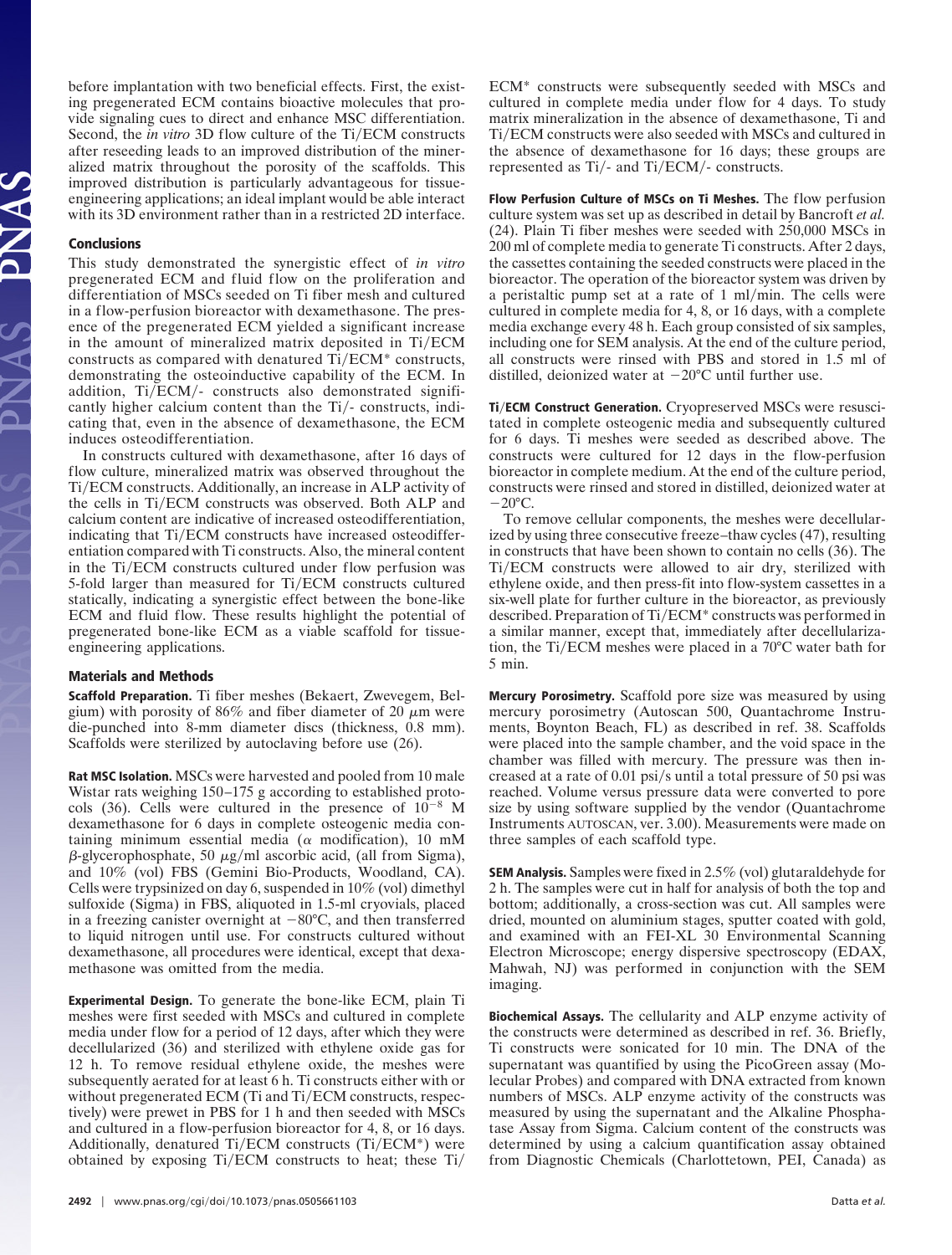before implantation with two beneficial effects. First, the existing pregenerated ECM contains bioactive molecules that provide signaling cues to direct and enhance MSC differentiation. Second, the *in vitro* 3D flow culture of the Ti/ECM constructs after reseeding leads to an improved distribution of the mineralized matrix throughout the porosity of the scaffolds. This improved distribution is particularly advantageous for tissue-engineering applications; an ideal implant would be able interact with its 3D environment rather than in a restricted 2D interface.

## Conclusions

This study demonstrated the synergistic effect of *in vitro* pregenerated ECM and fluid flow on the proliferation and differentiation of MSCs seeded on Ti fiber mesh and cultured in a flow-perfusion bioreactor with dexamethasone. The presence of the pregenerated ECM yielded a significant increase in the amount of mineralized matrix deposited in Ti/ECM constructs as compared with denatured Ti/ECM* constructs, demonstrating the osteoinductive capability of the ECM. In addition, Ti/ECM/- constructs also demonstrated significantly higher calcium content than the Ti/- constructs, indicating that, even in the absence of dexamethasone, the ECM induces osteodifferentiation.

In constructs cultured with dexamethasone, after 16 days of flow culture, mineralized matrix was observed throughout the Ti/ECM constructs. Additionally, an increase in ALP activity of the cells in Ti/ECM constructs was observed. Both ALP and calcium content are indicative of increased osteodifferentiation, indicating that Ti/ECM constructs have increased osteodifferentiation compared with Ti constructs. Also, the mineral content in the Ti/ECM constructs cultured under flow perfusion was 5-fold larger than measured for Ti/ECM constructs cultured statically, indicating a synergistic effect between the bone-like ECM and fluid flow. These results highlight the potential of pregenerated bone-like ECM as a viable scaffold for tissue-engineering applications.

## Materials and Methods

**Scaffold Preparation.** Ti fiber meshes (Bekaert, Zwevegem, Belgium) with porosity of 86% and fiber diameter of 20 $\mu$m were die-punched into 8-mm diameter discs (thickness, 0.8 mm). Scaffolds were sterilized by autoclaving before use (26).

**Rat MSC Isolation.** MSCs were harvested and pooled from 10 male Wistar rats weighing 150–175 g according to established protocols (36). Cells were cultured in the presence of $10^{-8}$ M dexamethasone for 6 days in complete osteogenic media containing minimum essential media ($\alpha$ modification), 10 mM $\beta$-glycerophosphate, 50 $\mu$g/ml ascorbic acid, (all from Sigma), and 10% (vol) FBS (Gemini Bio-Products, Woodland, CA). Cells were trypsinized on day 6, suspended in 10% (vol) dimethyl sulfoxide (Sigma) in FBS, aliquoted in 1.5-ml cryovials, placed in a freezing canister overnight at −80°C, and then transferred to liquid nitrogen until use. For constructs cultured without dexamethasone, all procedures were identical, except that dexamethasone was omitted from the media.

**Experimental Design.** To generate the bone-like ECM, plain Ti meshes were first seeded with MSCs and cultured in complete media under flow for a period of 12 days, after which they were decellularized (36) and sterilized with ethylene oxide gas for 12 h. To remove residual ethylene oxide, the meshes were subsequently aerated for at least 6 h. Ti constructs either with or without pregenerated ECM (Ti and Ti/ECM constructs, respectively) were prewet in PBS for 1 h and then seeded with MSCs and cultured in a flow-perfusion bioreactor for 4, 8, or 16 days. Additionally, denatured Ti/ECM constructs (Ti/ECM*) were obtained by exposing Ti/ECM constructs to heat; these Ti/ECM* constructs were subsequently seeded with MSCs and cultured in complete media under flow for 4 days. To study matrix mineralization in the absence of dexamethasone, Ti and Ti/ECM constructs were also seeded with MSCs and cultured in the absence of dexamethasone for 16 days; these groups are represented as Ti/- and Ti/ECM/- constructs.

**Flow Perfusion Culture of MSCs on Ti Meshes.** The flow perfusion culture system was set up as described in detail by Bancroft *et al.* (24). Plain Ti fiber meshes were seeded with 250,000 MSCs in 200 ml of complete media to generate Ti constructs. After 2 days, the cassettes containing the seeded constructs were placed in the bioreactor. The operation of the bioreactor system was driven by a peristaltic pump set at a rate of 1 ml/min. The cells were cultured in complete media for 4, 8, or 16 days, with a complete media exchange every 48 h. Each group consisted of six samples, including one for SEM analysis. At the end of the culture period, all constructs were rinsed with PBS and stored in 1.5 ml of distilled, deionized water at −20°C until further use.

**Ti/ECM Construct Generation.** Cryopreserved MSCs were resuscitated in complete osteogenic media and subsequently cultured for 6 days. Ti meshes were seeded as described above. The constructs were cultured for 12 days in the flow-perfusion bioreactor in complete medium. At the end of the culture period, constructs were rinsed and stored in distilled, deionized water at −20°C.

To remove cellular components, the meshes were decellularized by using three consecutive freeze–thaw cycles (47), resulting in constructs that have been shown to contain no cells (36). The Ti/ECM constructs were allowed to air dry, sterilized with ethylene oxide, and then press-fit into flow-system cassettes in a six-well plate for further culture in the bioreactor, as previously described. Preparation of Ti/ECM* constructs was performed in a similar manner, except that, immediately after decellularization, the Ti/ECM meshes were placed in a 70°C water bath for 5 min.

**Mercury Porosimetry.** Scaffold pore size was measured by using mercury porosimetry (Autoscan 500, Quantachrome Instruments, Boynton Beach, FL) as described in ref. 38. Scaffolds were placed into the sample chamber, and the void space in the chamber was filled with mercury. The pressure was then increased at a rate of 0.01 psi/s until a total pressure of 50 psi was reached. Volume versus pressure data were converted to pore size by using software supplied by the vendor (Quantachrome Instruments AUTOSCAN, ver. 3.00). Measurements were made on three samples of each scaffold type.

**SEM Analysis.** Samples were fixed in 2.5% (vol) glutaraldehyde for 2 h. The samples were cut in half for analysis of both the top and bottom; additionally, a cross-section was cut. All samples were dried, mounted on aluminium stages, sputter coated with gold, and examined with an FEI-XL 30 Environmental Scanning Electron Microscope; energy dispersive spectroscopy (EDAX, Mahwah, NJ) was performed in conjunction with the SEM imaging.

**Biochemical Assays.** The cellularity and ALP enzyme activity of the constructs were determined as described in ref. 36. Briefly, Ti constructs were sonicated for 10 min. The DNA of the supernatant was quantified by using the PicoGreen assay (Molecular Probes) and compared with DNA extracted from known numbers of MSCs. ALP enzyme activity of the constructs was measured by using the supernatant and the Alkaline Phosphatase Assay from Sigma. Calcium content of the constructs was determined by using a calcium quantification assay obtained from Diagnostic Chemicals (Charlottetown, PEI, Canada) as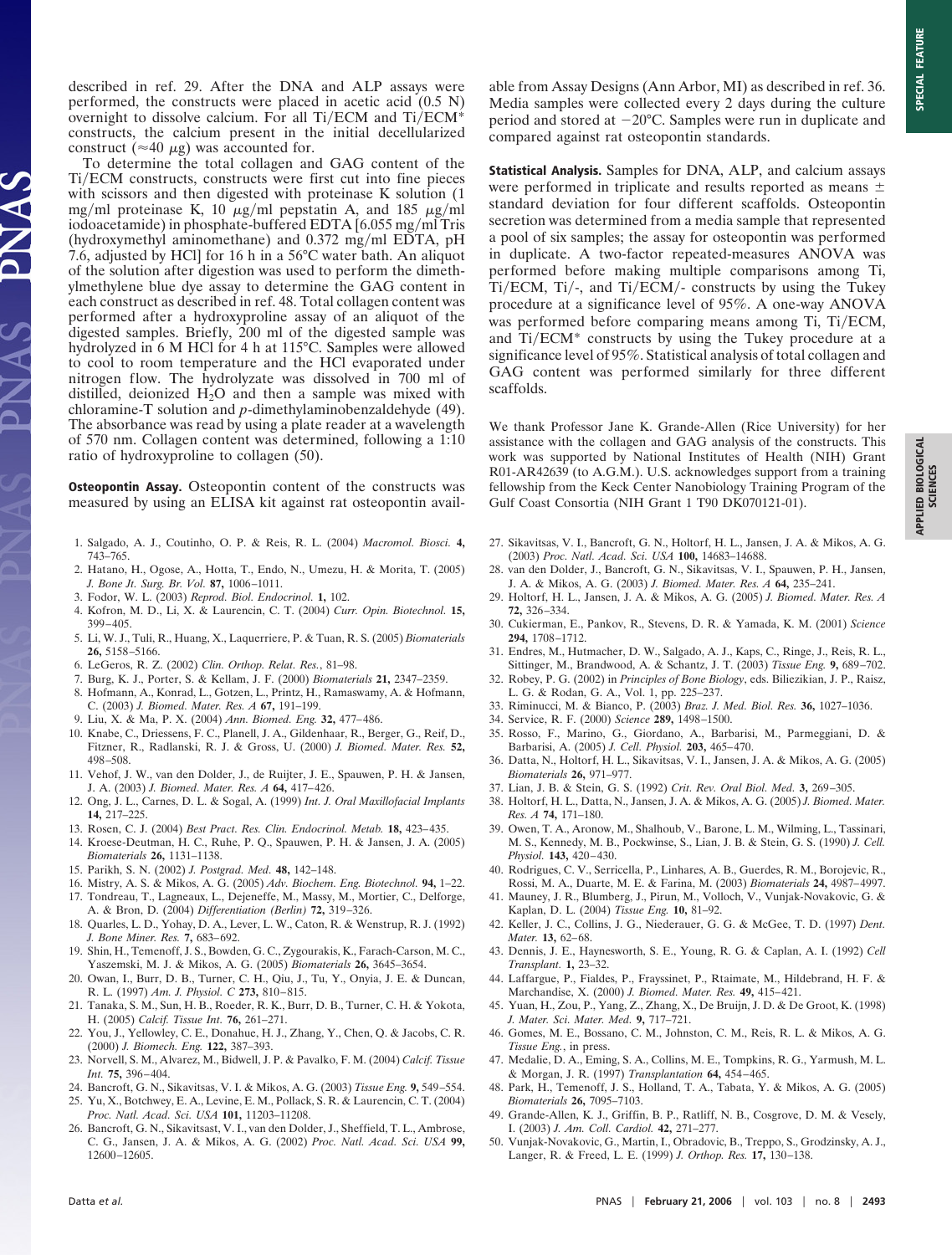described in ref. 29. After the DNA and ALP assays were performed, the constructs were placed in acetic acid (0.5 N) overnight to dissolve calcium. For all Ti/ECM and Ti/ECM* constructs, the calcium present in the initial decellularized construct (≈40 μg) was accounted for.

To determine the total collagen and GAG content of the Ti/ECM constructs, constructs were first cut into fine pieces with scissors and then digested with proteinase K solution (1 mg/ml proteinase K, 10 μg/ml pepstatin A, and 185 μg/ml iodoacetamide) in phosphate-buffered EDTA [6.055 mg/ml Tris (hydroxymethyl aminomethane) and 0.372 mg/ml EDTA, pH 7.6, adjusted by HCl] for 16 h in a 56°C water bath. An aliquot of the solution after digestion was used to perform the dimethylmethylene blue dye assay to determine the GAG content in each construct as described in ref. 48. Total collagen content was performed after a hydroxyproline assay of an aliquot of the digested samples. Briefly, 200 ml of the digested sample was hydrolyzed in 6 M HCl for 4 h at 115°C. Samples were allowed to cool to room temperature and the HCl evaporated under nitrogen flow. The hydrolyzate was dissolved in 700 ml of distilled, deionized $H_2O$ and then a sample was mixed with chloramine-T solution and *p*-dimethylaminobenzaldehyde (49). The absorbance was read by using a plate reader at a wavelength of 570 nm. Collagen content was determined, following a 1:10 ratio of hydroxyproline to collagen (50).

**Osteopontin Assay.** Osteopontin content of the constructs was measured by using an ELISA kit against rat osteopontin available from Assay Designs (Ann Arbor, MI) as described in ref. 36. Media samples were collected every 2 days during the culture period and stored at −20°C. Samples were run in duplicate and compared against rat osteopontin standards.

**Statistical Analysis.** Samples for DNA, ALP, and calcium assays were performed in triplicate and results reported as means ± standard deviation for four different scaffolds. Osteopontin secretion was determined from a media sample that represented a pool of six samples; the assay for osteopontin was performed in duplicate. A two-factor repeated-measures ANOVA was performed before making multiple comparisons among Ti, Ti/ECM, Ti/-, and Ti/ECM/- constructs by using the Tukey procedure at a significance level of 95%. A one-way ANOVA was performed before comparing means among Ti, Ti/ECM, and Ti/ECM* constructs by using the Tukey procedure at a significance level of 95%. Statistical analysis of total collagen and GAG content was performed similarly for three different scaffolds.

We thank Professor Jane K. Grande-Allen (Rice University) for her assistance with the collagen and GAG analysis of the constructs. This work was supported by National Institutes of Health (NIH) Grant R01-AR42639 (to A.G.M.). U.S. acknowledges support from a training fellowship from the Keck Center Nanobiology Training Program of the Gulf Coast Consortia (NIH Grant 1 T90 DK070121-01).

1. Salgado, A. J., Coutinho, O. P. & Reis, R. L. (2004) *Macromol. Biosci.* **4,** 743–765.
2. Hatano, H., Ogose, A., Hotta, T., Endo, N., Umezu, H. & Morita, T. (2005) *J. Bone Jt. Surg. Br. Vol.* **87,** 1006–1011.
3. Fodor, W. L. (2003) *Reprod. Biol. Endocrinol.* **1,** 102.
4. Kofron, M. D., Li, X. & Laurencin, C. T. (2004) *Curr. Opin. Biotechnol.* **15,** 399–405.
5. Li, W. J., Tuli, R., Huang, X., Laquerriere, P. & Tuan, R. S. (2005) *Biomaterials* **26,** 5158–5166.
6. LeGeros, R. Z. (2002) *Clin. Orthop. Relat. Res.*, 81–98.
7. Burg, K. J., Porter, S. & Kellam, J. F. (2000) *Biomaterials* **21,** 2347–2359.
8. Hofmann, A., Konrad, L., Gotzen, L., Printz, H., Ramaswamy, A. & Hofmann, C. (2003) *J. Biomed. Mater. Res. A* **67,** 191–199.
9. Liu, X. & Ma, P. X. (2004) *Ann. Biomed. Eng.* **32,** 477–486.
10. Knabe, C., Driessens, F. C., Planell, J. A., Gildenhaar, R., Berger, G., Reif, D., Fitzner, R., Radlanski, R. J. & Gross, U. (2000) *J. Biomed. Mater. Res.* **52,** 498–508.
11. Vehof, J. W., van den Dolder, J., de Ruijter, J. E., Spauwen, P. H. & Jansen, J. A. (2003) *J. Biomed. Mater. Res. A* **64,** 417–426.
12. Ong, J. L., Carnes, D. L. & Sogal, A. (1999) *Int. J. Oral Maxillofacial Implants* **14,** 217–225.
13. Rosen, C. J. (2004) *Best Pract. Res. Clin. Endocrinol. Metab.* **18,** 423–435.
14. Kroese-Deutman, H. C., Ruhe, P. Q., Spauwen, P. H. & Jansen, J. A. (2005) *Biomaterials* **26,** 1131–1138.
15. Parikh, S. N. (2002) *J. Postgrad. Med.* **48,** 142–148.
16. Mistry, A. S. & Mikos, A. G. (2005) *Adv. Biochem. Eng. Biotechnol.* **94,** 1–22.
17. Tondreau, T., Lagneaux, L., Dejeneffe, M., Massy, M., Mortier, C., Delforge, A. & Bron, D. (2004) *Differentiation (Berlin)* **72,** 319–326.
18. Quarles, L. D., Yohay, D. A., Lever, L. W., Caton, R. & Wenstrup, R. J. (1992) *J. Bone Miner. Res.* **7,** 683–692.
19. Shin, H., Temenoff, J. S., Bowden, G. C., Zygourakis, K., Farach-Carson, M. C., Yaszemski, M. J. & Mikos, A. G. (2005) *Biomaterials* **26,** 3645–3654.
20. Owan, I., Burr, D. B., Turner, C. H., Qiu, J., Tu, Y., Onyia, J. E. & Duncan, R. L. (1997) *Am. J. Physiol. C* **273,** 810–815.
21. Tanaka, S. M., Sun, H. B., Roeder, R. K., Burr, D. B., Turner, C. H. & Yokota, H. (2005) *Calcif. Tissue Int.* **76,** 261–271.
22. You, J., Yellowley, C. E., Donahue, H. J., Zhang, Y., Chen, Q. & Jacobs, C. R. (2000) *J. Biomech. Eng.* **122,** 387–393.
23. Norvell, S. M., Alvarez, M., Bidwell, J. P. & Pavalko, F. M. (2004) *Calcif. Tissue Int.* **75,** 396–404.
24. Bancroft, G. N., Sikavitsas, V. I. & Mikos, A. G. (2003) *Tissue Eng.* **9,** 549–554.
25. Yu, X., Botchwey, E. A., Levine, E. M., Pollack, S. R. & Laurencin, C. T. (2004) *Proc. Natl. Acad. Sci. USA* **101,** 11203–11208.
26. Bancroft, G. N., Sikavitsast, V. I., van den Dolder, J., Sheffield, T. L., Ambrose, C. G., Jansen, J. A. & Mikos, A. G. (2002) *Proc. Natl. Acad. Sci. USA* **99,** 12600–12605.
27. Sikavitsas, V. I., Bancroft, G. N., Holtorf, H. L., Jansen, J. A. & Mikos, A. G. (2003) *Proc. Natl. Acad. Sci. USA* **100,** 14683–14688.
28. van den Dolder, J., Bancroft, G. N., Sikavitsas, V. I., Spauwen, P. H., Jansen, J. A. & Mikos, A. G. (2003) *J. Biomed. Mater. Res. A* **64,** 235–241.
29. Holtorf, H. L., Jansen, J. A. & Mikos, A. G. (2005) *J. Biomed. Mater. Res. A* **72,** 326–334.
30. Cukierman, E., Pankov, R., Stevens, D. R. & Yamada, K. M. (2001) *Science* **294,** 1708–1712.
31. Endres, M., Hutmacher, D. W., Salgado, A. J., Kaps, C., Ringe, J., Reis, R. L., Sittinger, M., Brandwood, A. & Schantz, J. T. (2003) *Tissue Eng.* **9,** 689–702.
32. Robey, P. G. (2002) in *Principles of Bone Biology*, eds. Biliezikian, J. P., Raisz, L. G. & Rodan, G. A., Vol. 1, pp. 225–237.
33. Riminucci, M. & Bianco, P. (2003) *Braz. J. Med. Biol. Res.* **36,** 1027–1036.
34. Service, R. F. (2000) *Science* **289,** 1498–1500.
35. Rosso, F., Marino, G., Giordano, A., Barbarisi, M., Parmeggiani, D. & Barbarisi, A. (2005) *J. Cell. Physiol.* **203,** 465–470.
36. Datta, N., Holtorf, H. L., Sikavitsas, V. I., Jansen, J. A. & Mikos, A. G. (2005) *Biomaterials* **26,** 971–977.
37. Lian, J. B. & Stein, G. S. (1992) *Crit. Rev. Oral Biol. Med.* **3,** 269–305.
38. Holtorf, H. L., Datta, N., Jansen, J. A. & Mikos, A. G. (2005) *J. Biomed. Mater. Res. A* **74,** 171–180.
39. Owen, T. A., Aronow, M., Shalhoub, V., Barone, L. M., Wilming, L., Tassinari, M. S., Kennedy, M. B., Pockwinse, S., Lian, J. B. & Stein, G. S. (1990) *J. Cell. Physiol.* **143,** 420–430.
40. Rodrigues, C. V., Serricella, P., Linhares, A. B., Guerdes, R. M., Borojevic, R., Rossi, M. A., Duarte, M. E. & Farina, M. (2003) *Biomaterials* **24,** 4987–4997.
41. Mauney, J. R., Blumberg, J., Pirun, M., Volloch, V., Vunjak-Novakovic, G. & Kaplan, D. L. (2004) *Tissue Eng.* **10,** 81–92.
42. Keller, J. C., Collins, J. G., Niederauer, G. G. & McGee, T. D. (1997) *Dent. Mater.* **13,** 62–68.
43. Dennis, J. E., Haynesworth, S. E., Young, R. G. & Caplan, A. I. (1992) *Cell Transplant.* **1,** 23–32.
44. Laffargue, P., Fialdes, P., Frayssinet, P., Rtaimate, M., Hildebrand, H. F. & Marchandise, X. (2000) *J. Biomed. Mater. Res.* **49,** 415–421.
45. Yuan, H., Zou, P., Yang, Z., Zhang, X., De Bruijn, J. D. & De Groot, K. (1998) *J. Mater. Sci. Mater. Med.* **9,** 717–721.
46. Gomes, M. E., Bossano, C. M., Johnston, C. M., Reis, R. L. & Mikos, A. G. *Tissue Eng.*, in press.
47. Medalie, D. A., Eming, S. A., Collins, M. E., Tompkins, R. G., Yarmush, M. L. & Morgan, J. R. (1997) *Transplantation* **64,** 454–465.
48. Park, H., Temenoff, J. S., Holland, T. A., Tabata, Y. & Mikos, A. G. (2005) *Biomaterials* **26,** 7095–7103.
49. Grande-Allen, K. J., Griffin, B. P., Ratliff, N. B., Cosgrove, D. M. & Vesely, I. (2003) *J. Am. Coll. Cardiol.* **42,** 271–277.
50. Vunjak-Novakovic, G., Martin, I., Obradovic, B., Treppo, S., Grodzinsky, A. J., Langer, R. & Freed, L. E. (1999) *J. Orthop. Res.* **17,** 130–138.